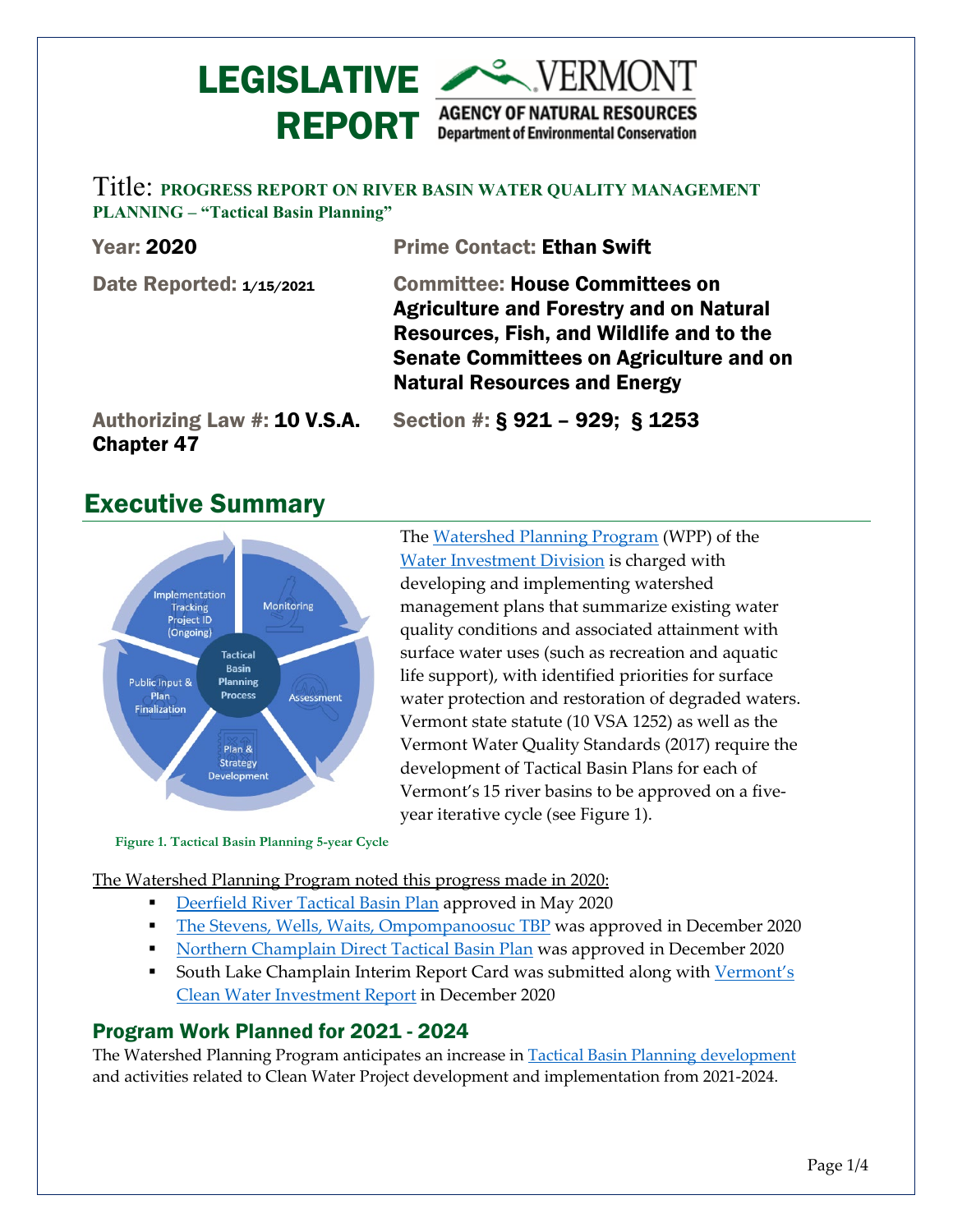# LEGISLATIVE REPORT

VERMONT
AGENCY OF NATURAL RESOURCES
Department of Environmental Conservation

Title: **PROGRESS REPORT ON RIVER BASIN WATER QUALITY MANAGEMENT PLANNING – "Tactical Basin Planning"**

**Year:** 2020

**Prime Contact:** Ethan Swift

**Date Reported:** 1/15/2021

**Committee:** House Committees on Agriculture and Forestry and on Natural Resources, Fish, and Wildlife and to the Senate Committees on Agriculture and on Natural Resources and Energy

**Authorizing Law #:** 10 V.S.A. Chapter 47

**Section #:** § 921 – 929; § 1253

## Executive Summary

The Watershed Planning Program (WPP) of the Water Investment Division is charged with developing and implementing watershed management plans that summarize existing water quality conditions and associated attainment with surface water uses (such as recreation and aquatic life support), with identified priorities for surface water protection and restoration of degraded waters. Vermont state statute (10 VSA 1252) as well as the Vermont Water Quality Standards (2017) require the development of Tactical Basin Plans for each of Vermont's 15 river basins to be approved on a five-year iterative cycle (see Figure 1).

Tactical Basin Planning Process: Monitoring; Assessment; Plan & Strategy Development; Public Input & Plan Finalization; Implementation Tracking Project ID (Ongoing)

**Figure 1. Tactical Basin Planning 5-year Cycle**

The Watershed Planning Program noted this progress made in 2020:

- Deerfield River Tactical Basin Plan approved in May 2020
- The Stevens, Wells, Waits, Ompompanoosuc TBP was approved in December 2020
- Northern Champlain Direct Tactical Basin Plan was approved in December 2020
- South Lake Champlain Interim Report Card was submitted along with Vermont's Clean Water Investment Report in December 2020

### Program Work Planned for 2021 - 2024

The Watershed Planning Program anticipates an increase in Tactical Basin Planning development and activities related to Clean Water Project development and implementation from 2021-2024.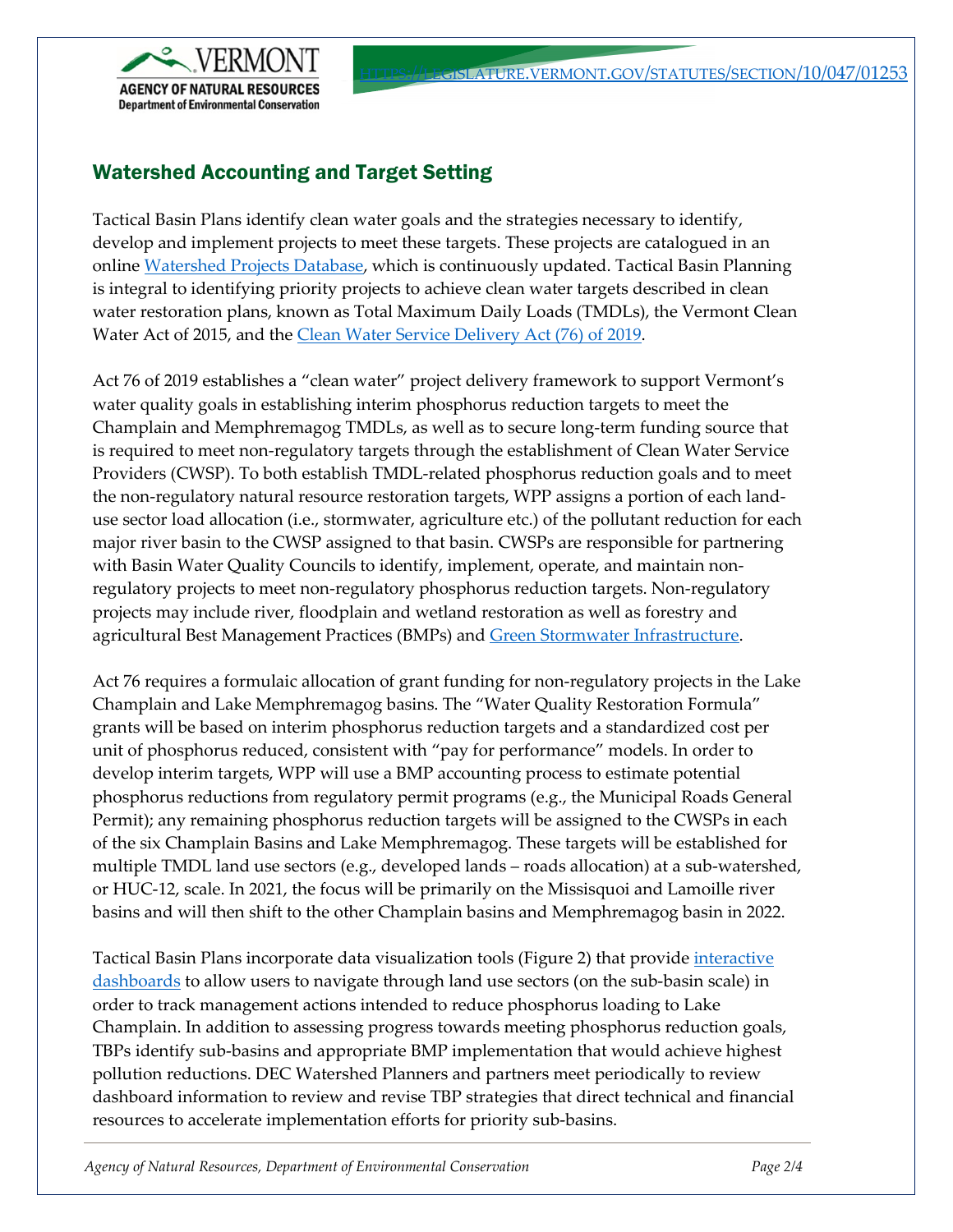## Watershed Accounting and Target Setting

Tactical Basin Plans identify clean water goals and the strategies necessary to identify, develop and implement projects to meet these targets. These projects are catalogued in an online Watershed Projects Database, which is continuously updated. Tactical Basin Planning is integral to identifying priority projects to achieve clean water targets described in clean water restoration plans, known as Total Maximum Daily Loads (TMDLs), the Vermont Clean Water Act of 2015, and the Clean Water Service Delivery Act (76) of 2019.

Act 76 of 2019 establishes a "clean water" project delivery framework to support Vermont's water quality goals in establishing interim phosphorus reduction targets to meet the Champlain and Memphremagog TMDLs, as well as to secure long-term funding source that is required to meet non-regulatory targets through the establishment of Clean Water Service Providers (CWSP). To both establish TMDL-related phosphorus reduction goals and to meet the non-regulatory natural resource restoration targets, WPP assigns a portion of each land-use sector load allocation (i.e., stormwater, agriculture etc.) of the pollutant reduction for each major river basin to the CWSP assigned to that basin. CWSPs are responsible for partnering with Basin Water Quality Councils to identify, implement, operate, and maintain non-regulatory projects to meet non-regulatory phosphorus reduction targets. Non-regulatory projects may include river, floodplain and wetland restoration as well as forestry and agricultural Best Management Practices (BMPs) and Green Stormwater Infrastructure.

Act 76 requires a formulaic allocation of grant funding for non-regulatory projects in the Lake Champlain and Lake Memphremagog basins. The "Water Quality Restoration Formula" grants will be based on interim phosphorus reduction targets and a standardized cost per unit of phosphorus reduced, consistent with "pay for performance" models. In order to develop interim targets, WPP will use a BMP accounting process to estimate potential phosphorus reductions from regulatory permit programs (e.g., the Municipal Roads General Permit); any remaining phosphorus reduction targets will be assigned to the CWSPs in each of the six Champlain Basins and Lake Memphremagog. These targets will be established for multiple TMDL land use sectors (e.g., developed lands – roads allocation) at a sub-watershed, or HUC-12, scale. In 2021, the focus will be primarily on the Missisquoi and Lamoille river basins and will then shift to the other Champlain basins and Memphremagog basin in 2022.

Tactical Basin Plans incorporate data visualization tools (Figure 2) that provide interactive dashboards to allow users to navigate through land use sectors (on the sub-basin scale) in order to track management actions intended to reduce phosphorus loading to Lake Champlain. In addition to assessing progress towards meeting phosphorus reduction goals, TBPs identify sub-basins and appropriate BMP implementation that would achieve highest pollution reductions. DEC Watershed Planners and partners meet periodically to review dashboard information to review and revise TBP strategies that direct technical and financial resources to accelerate implementation efforts for priority sub-basins.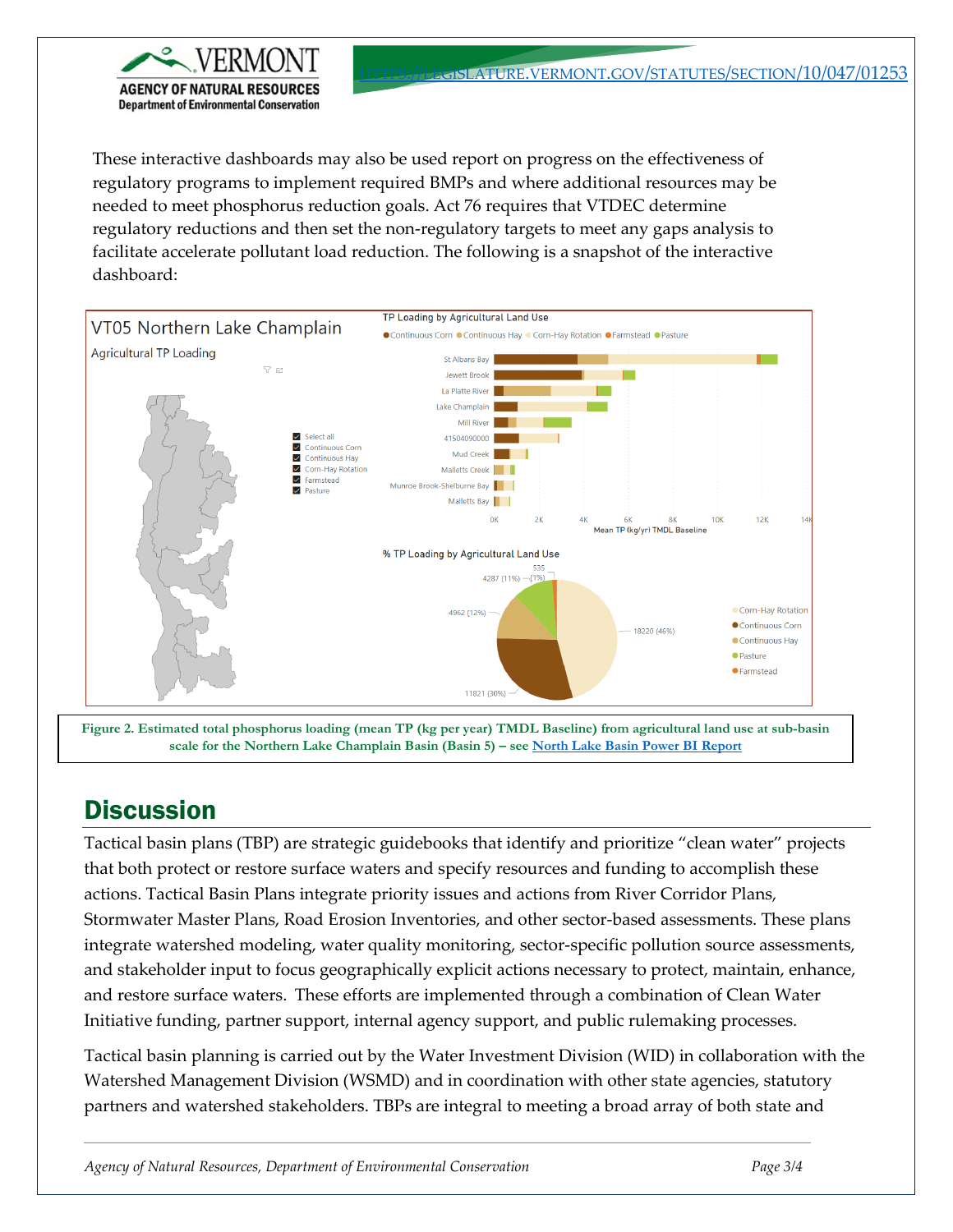These interactive dashboards may also be used report on progress on the effectiveness of regulatory programs to implement required BMPs and where additional resources may be needed to meet phosphorus reduction goals. Act 76 requires that VTDEC determine regulatory reductions and then set the non-regulatory targets to meet any gaps analysis to facilitate accelerate pollutant load reduction. The following is a snapshot of the interactive dashboard:

**Figure 2. Estimated total phosphorus loading (mean TP (kg per year) TMDL Baseline) from agricultural land use at sub-basin scale for the Northern Lake Champlain Basin (Basin 5) – see [North Lake Basin Power BI Report]**

## Discussion

Tactical basin plans (TBP) are strategic guidebooks that identify and prioritize "clean water" projects that both protect or restore surface waters and specify resources and funding to accomplish these actions. Tactical Basin Plans integrate priority issues and actions from River Corridor Plans, Stormwater Master Plans, Road Erosion Inventories, and other sector-based assessments. These plans integrate watershed modeling, water quality monitoring, sector-specific pollution source assessments, and stakeholder input to focus geographically explicit actions necessary to protect, maintain, enhance, and restore surface waters. These efforts are implemented through a combination of Clean Water Initiative funding, partner support, internal agency support, and public rulemaking processes.

Tactical basin planning is carried out by the Water Investment Division (WID) in collaboration with the Watershed Management Division (WSMD) and in coordination with other state agencies, statutory partners and watershed stakeholders. TBPs are integral to meeting a broad array of both state and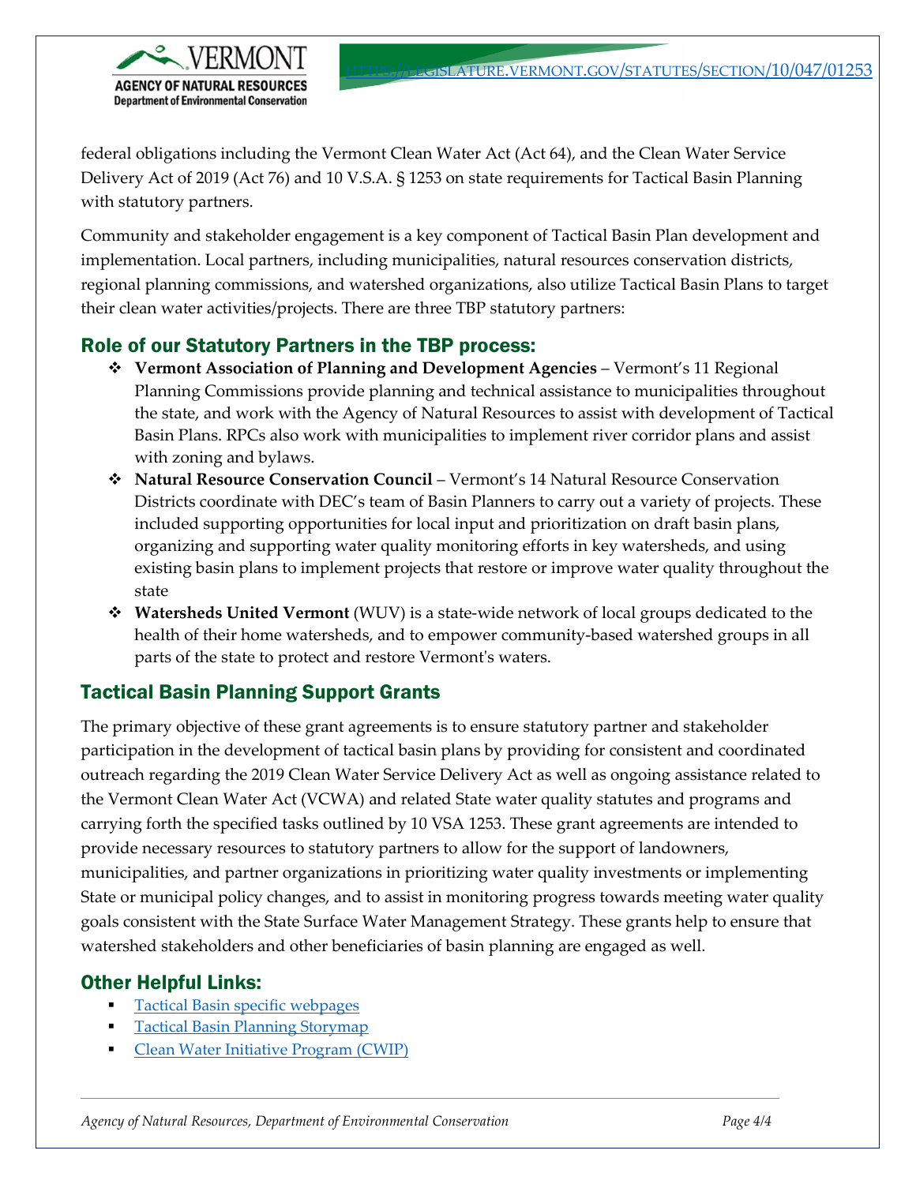federal obligations including the Vermont Clean Water Act (Act 64), and the Clean Water Service Delivery Act of 2019 (Act 76) and 10 V.S.A. § 1253 on state requirements for Tactical Basin Planning with statutory partners.

Community and stakeholder engagement is a key component of Tactical Basin Plan development and implementation. Local partners, including municipalities, natural resources conservation districts, regional planning commissions, and watershed organizations, also utilize Tactical Basin Plans to target their clean water activities/projects. There are three TBP statutory partners:

## Role of our Statutory Partners in the TBP process:

- **Vermont Association of Planning and Development Agencies** – Vermont's 11 Regional Planning Commissions provide planning and technical assistance to municipalities throughout the state, and work with the Agency of Natural Resources to assist with development of Tactical Basin Plans. RPCs also work with municipalities to implement river corridor plans and assist with zoning and bylaws.
- **Natural Resource Conservation Council** – Vermont's 14 Natural Resource Conservation Districts coordinate with DEC's team of Basin Planners to carry out a variety of projects. These included supporting opportunities for local input and prioritization on draft basin plans, organizing and supporting water quality monitoring efforts in key watersheds, and using existing basin plans to implement projects that restore or improve water quality throughout the state
- **Watersheds United Vermont** (WUV) is a state-wide network of local groups dedicated to the health of their home watersheds, and to empower community-based watershed groups in all parts of the state to protect and restore Vermont's waters.

## Tactical Basin Planning Support Grants

The primary objective of these grant agreements is to ensure statutory partner and stakeholder participation in the development of tactical basin plans by providing for consistent and coordinated outreach regarding the 2019 Clean Water Service Delivery Act as well as ongoing assistance related to the Vermont Clean Water Act (VCWA) and related State water quality statutes and programs and carrying forth the specified tasks outlined by 10 VSA 1253. These grant agreements are intended to provide necessary resources to statutory partners to allow for the support of landowners, municipalities, and partner organizations in prioritizing water quality investments or implementing State or municipal policy changes, and to assist in monitoring progress towards meeting water quality goals consistent with the State Surface Water Management Strategy. These grants help to ensure that watershed stakeholders and other beneficiaries of basin planning are engaged as well.

## Other Helpful Links:

- Tactical Basin specific webpages
- Tactical Basin Planning Storymap
- Clean Water Initiative Program (CWIP)